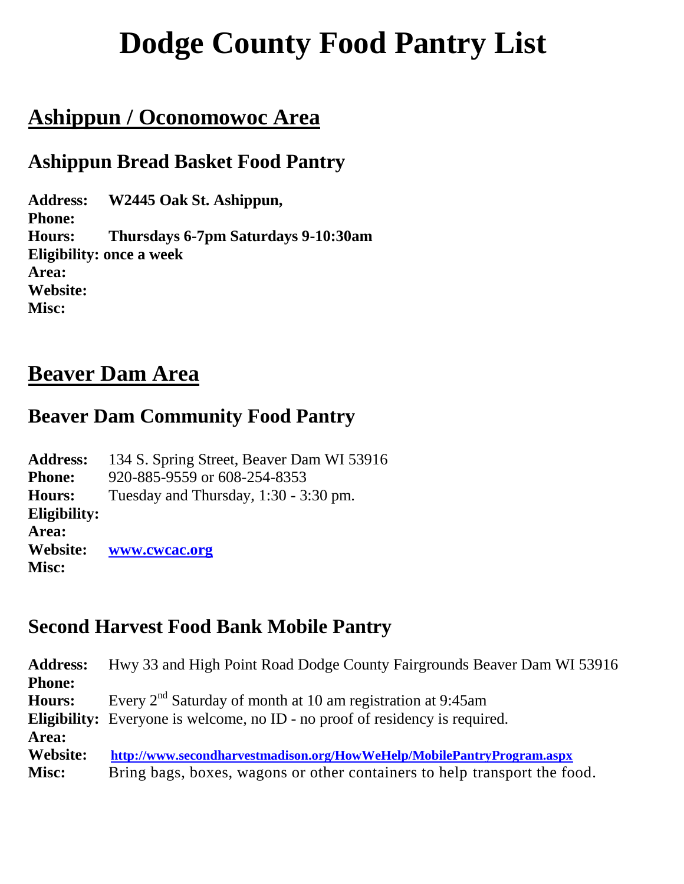# Dodge County Food Pantry List

## Ashippun / Oconomowoc Area

### Ashippun Bread Basket Food Pantry

**Address:** **W2445 Oak St. Ashippun,**
**Phone:**
**Hours:** **Thursdays 6-7pm Saturdays 9-10:30am**
**Eligibility: once a week**
**Area:**
**Website:**
**Misc:**

## Beaver Dam Area

### Beaver Dam Community Food Pantry

**Address:** 134 S. Spring Street, Beaver Dam WI 53916
**Phone:** 920-885-9559 or 608-254-8353
**Hours:** Tuesday and Thursday, 1:30 - 3:30 pm.
**Eligibility:**
**Area:**
**Website:** www.cwcac.org
**Misc:**

### Second Harvest Food Bank Mobile Pantry

**Address:** Hwy 33 and High Point Road Dodge County Fairgrounds Beaver Dam WI 53916
**Phone:**
**Hours:** Every 2nd Saturday of month at 10 am registration at 9:45am
**Eligibility:** Everyone is welcome, no ID - no proof of residency is required.
**Area:**
**Website:** http://www.secondharvestmadison.org/HowWeHelp/MobilePantryProgram.aspx
**Misc:** Bring bags, boxes, wagons or other containers to help transport the food.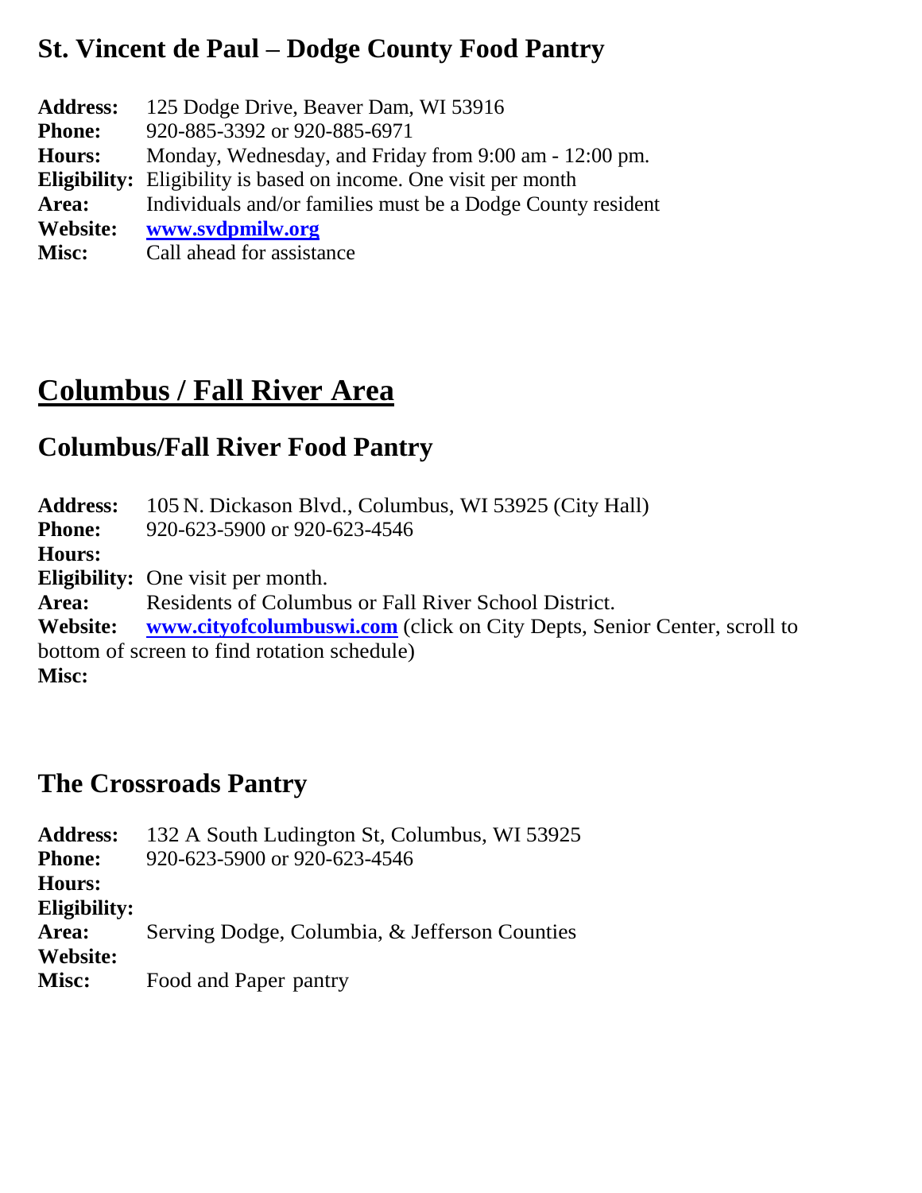## St. Vincent de Paul – Dodge County Food Pantry

**Address:** 125 Dodge Drive, Beaver Dam, WI 53916
**Phone:** 920-885-3392 or 920-885-6971
**Hours:** Monday, Wednesday, and Friday from 9:00 am - 12:00 pm.
**Eligibility:** Eligibility is based on income. One visit per month
**Area:** Individuals and/or families must be a Dodge County resident
**Website:** **www.svdpmilw.org**
**Misc:** Call ahead for assistance

# Columbus / Fall River Area

## Columbus/Fall River Food Pantry

**Address:** 105 N. Dickason Blvd., Columbus, WI 53925 (City Hall)
**Phone:** 920-623-5900 or 920-623-4546
**Hours:**
**Eligibility:** One visit per month.
**Area:** Residents of Columbus or Fall River School District.
**Website:** **www.cityofcolumbuswi.com** (click on City Depts, Senior Center, scroll to bottom of screen to find rotation schedule)
**Misc:**

## The Crossroads Pantry

**Address:** 132 A South Ludington St, Columbus, WI 53925
**Phone:** 920-623-5900 or 920-623-4546
**Hours:**
**Eligibility:**
**Area:** Serving Dodge, Columbia, & Jefferson Counties
**Website:**
**Misc:** Food and Paper pantry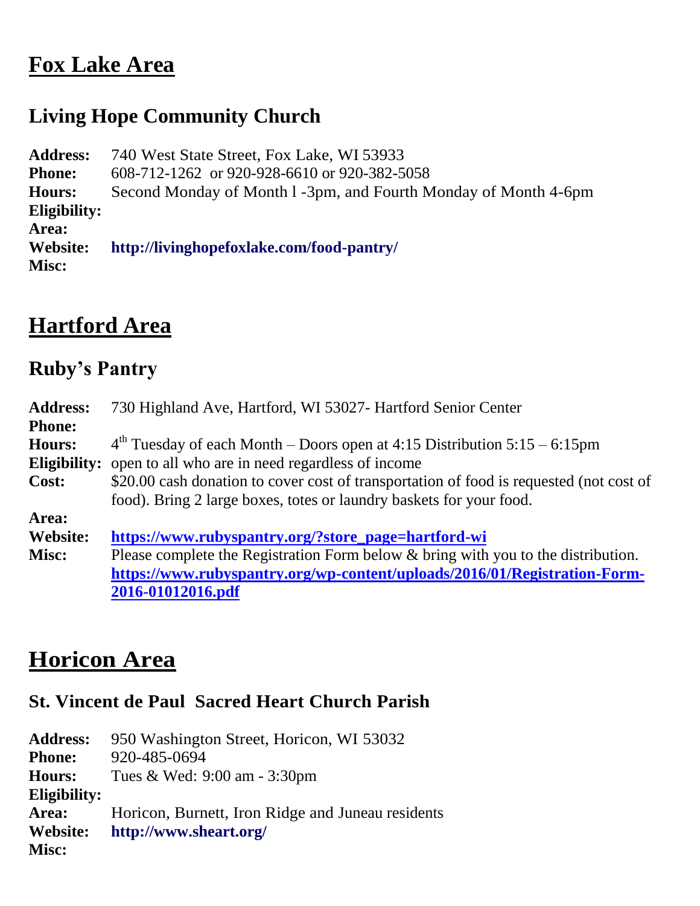# Fox Lake Area

## Living Hope Community Church

**Address:** 740 West State Street, Fox Lake, WI 53933
**Phone:** 608-712-1262 or 920-928-6610 or 920-382-5058
**Hours:** Second Monday of Month l -3pm, and Fourth Monday of Month 4-6pm
**Eligibility:**
**Area:**
**Website:** **http://livinghopefoxlake.com/food-pantry/**
**Misc:**

# Hartford Area

## Ruby's Pantry

**Address:** 730 Highland Ave, Hartford, WI 53027- Hartford Senior Center
**Phone:**
**Hours:** 4th Tuesday of each Month – Doors open at 4:15 Distribution 5:15 – 6:15pm
**Eligibility:** open to all who are in need regardless of income
**Cost:** $20.00 cash donation to cover cost of transportation of food is requested (not cost of food). Bring 2 large boxes, totes or laundry baskets for your food.
**Area:**
**Website:** **https://www.rubyspantry.org/?store_page=hartford-wi**
**Misc:** Please complete the Registration Form below & bring with you to the distribution. **https://www.rubyspantry.org/wp-content/uploads/2016/01/Registration-Form-2016-01012016.pdf**

# Horicon Area

## St. Vincent de Paul Sacred Heart Church Parish

**Address:** 950 Washington Street, Horicon, WI 53032
**Phone:** 920-485-0694
**Hours:** Tues & Wed: 9:00 am - 3:30pm
**Eligibility:**
**Area:** Horicon, Burnett, Iron Ridge and Juneau residents
**Website:** **http://www.sheart.org/**
**Misc:**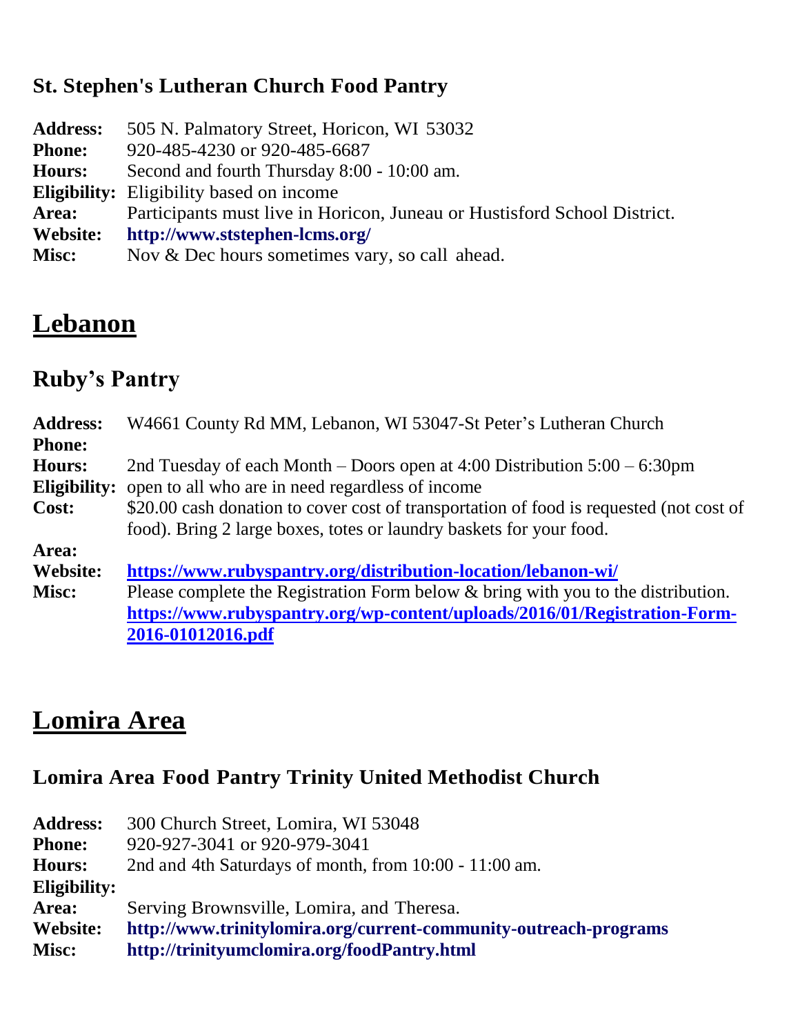### St. Stephen's Lutheran Church Food Pantry

**Address:** 505 N. Palmatory Street, Horicon, WI 53032
**Phone:** 920-485-4230 or 920-485-6687
**Hours:** Second and fourth Thursday 8:00 - 10:00 am.
**Eligibility:** Eligibility based on income
**Area:** Participants must live in Horicon, Juneau or Hustisford School District.
**Website:** **http://www.ststephen-lcms.org/**
**Misc:** Nov & Dec hours sometimes vary, so call ahead.

## Lebanon

### Ruby's Pantry

**Address:** W4661 County Rd MM, Lebanon, WI 53047-St Peter's Lutheran Church
**Phone:**
**Hours:** 2nd Tuesday of each Month – Doors open at 4:00 Distribution 5:00 – 6:30pm
**Eligibility:** open to all who are in need regardless of income
**Cost:** $20.00 cash donation to cover cost of transportation of food is requested (not cost of food). Bring 2 large boxes, totes or laundry baskets for your food.
**Area:**
**Website:** **https://www.rubyspantry.org/distribution-location/lebanon-wi/**
**Misc:** Please complete the Registration Form below & bring with you to the distribution. **https://www.rubyspantry.org/wp-content/uploads/2016/01/Registration-Form-2016-01012016.pdf**

## Lomira Area

### Lomira Area Food Pantry Trinity United Methodist Church

**Address:** 300 Church Street, Lomira, WI 53048
**Phone:** 920-927-3041 or 920-979-3041
**Hours:** 2nd and 4th Saturdays of month, from 10:00 - 11:00 am.
**Eligibility:**
**Area:** Serving Brownsville, Lomira, and Theresa.
**Website:** **http://www.trinitylomira.org/current-community-outreach-programs**
**Misc:** **http://trinityumclomira.org/foodPantry.html**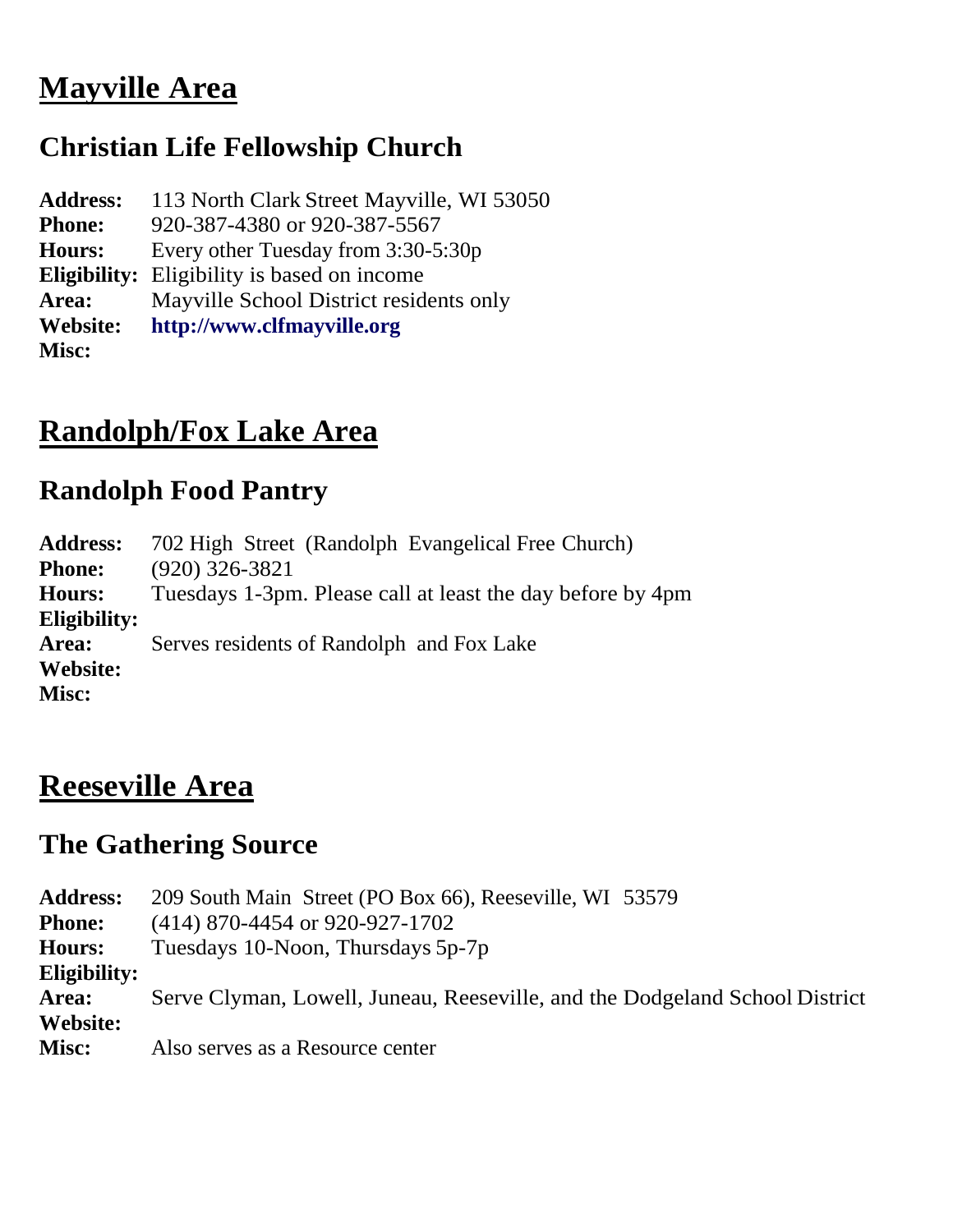# Mayville Area

## Christian Life Fellowship Church

**Address:** 113 North Clark Street Mayville, WI 53050
**Phone:** 920-387-4380 or 920-387-5567
**Hours:** Every other Tuesday from 3:30-5:30p
**Eligibility:** Eligibility is based on income
**Area:** Mayville School District residents only
**Website:** **http://www.clfmayville.org**
**Misc:**

# Randolph/Fox Lake Area

## Randolph Food Pantry

**Address:** 702 High Street (Randolph Evangelical Free Church)
**Phone:** (920) 326-3821
**Hours:** Tuesdays 1-3pm. Please call at least the day before by 4pm
**Eligibility:**
**Area:** Serves residents of Randolph and Fox Lake
**Website:**
**Misc:**

# Reeseville Area

## The Gathering Source

**Address:** 209 South Main Street (PO Box 66), Reeseville, WI 53579
**Phone:** (414) 870-4454 or 920-927-1702
**Hours:** Tuesdays 10-Noon, Thursdays 5p-7p
**Eligibility:**
**Area:** Serve Clyman, Lowell, Juneau, Reeseville, and the Dodgeland School District
**Website:**
**Misc:** Also serves as a Resource center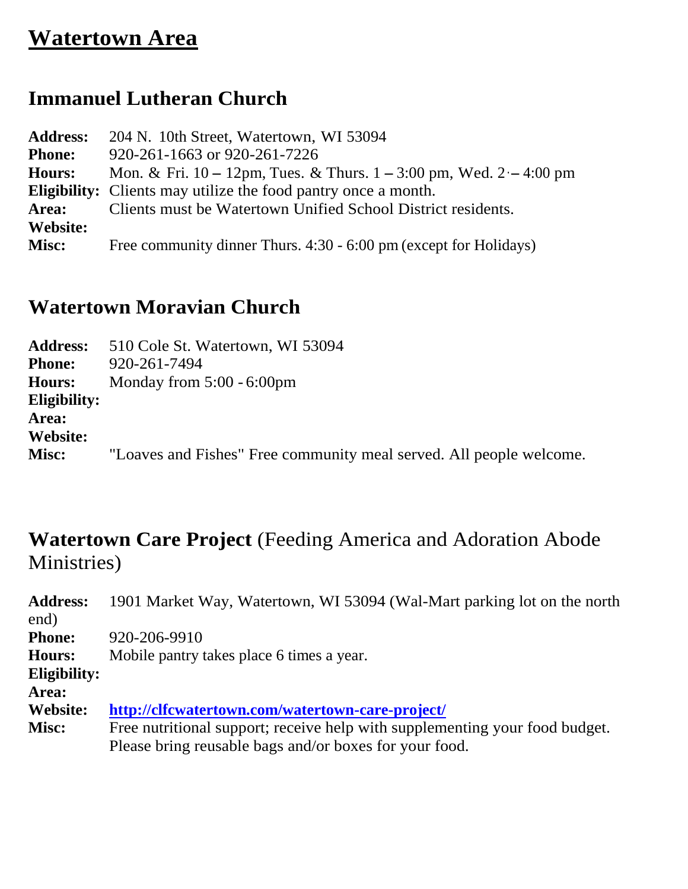# Watertown Area

## Immanuel Lutheran Church

**Address:** 204 N. 10th Street, Watertown, WI 53094
**Phone:** 920-261-1663 or 920-261-7226
**Hours:** Mon. & Fri. 10 – 12pm, Tues. & Thurs. 1 – 3:00 pm, Wed. 2 – 4:00 pm
**Eligibility:** Clients may utilize the food pantry once a month.
**Area:** Clients must be Watertown Unified School District residents.
**Website:**
**Misc:** Free community dinner Thurs. 4:30 - 6:00 pm (except for Holidays)

## Watertown Moravian Church

**Address:** 510 Cole St. Watertown, WI 53094
**Phone:** 920-261-7494
**Hours:** Monday from 5:00 - 6:00pm
**Eligibility:**
**Area:**
**Website:**
**Misc:** "Loaves and Fishes" Free community meal served. All people welcome.

## Watertown Care Project (Feeding America and Adoration Abode Ministries)

**Address:** 1901 Market Way, Watertown, WI 53094 (Wal-Mart parking lot on the north end)
**Phone:** 920-206-9910
**Hours:** Mobile pantry takes place 6 times a year.
**Eligibility:**
**Area:**
**Website:** http://clfcwatertown.com/watertown-care-project/
**Misc:** Free nutritional support; receive help with supplementing your food budget. Please bring reusable bags and/or boxes for your food.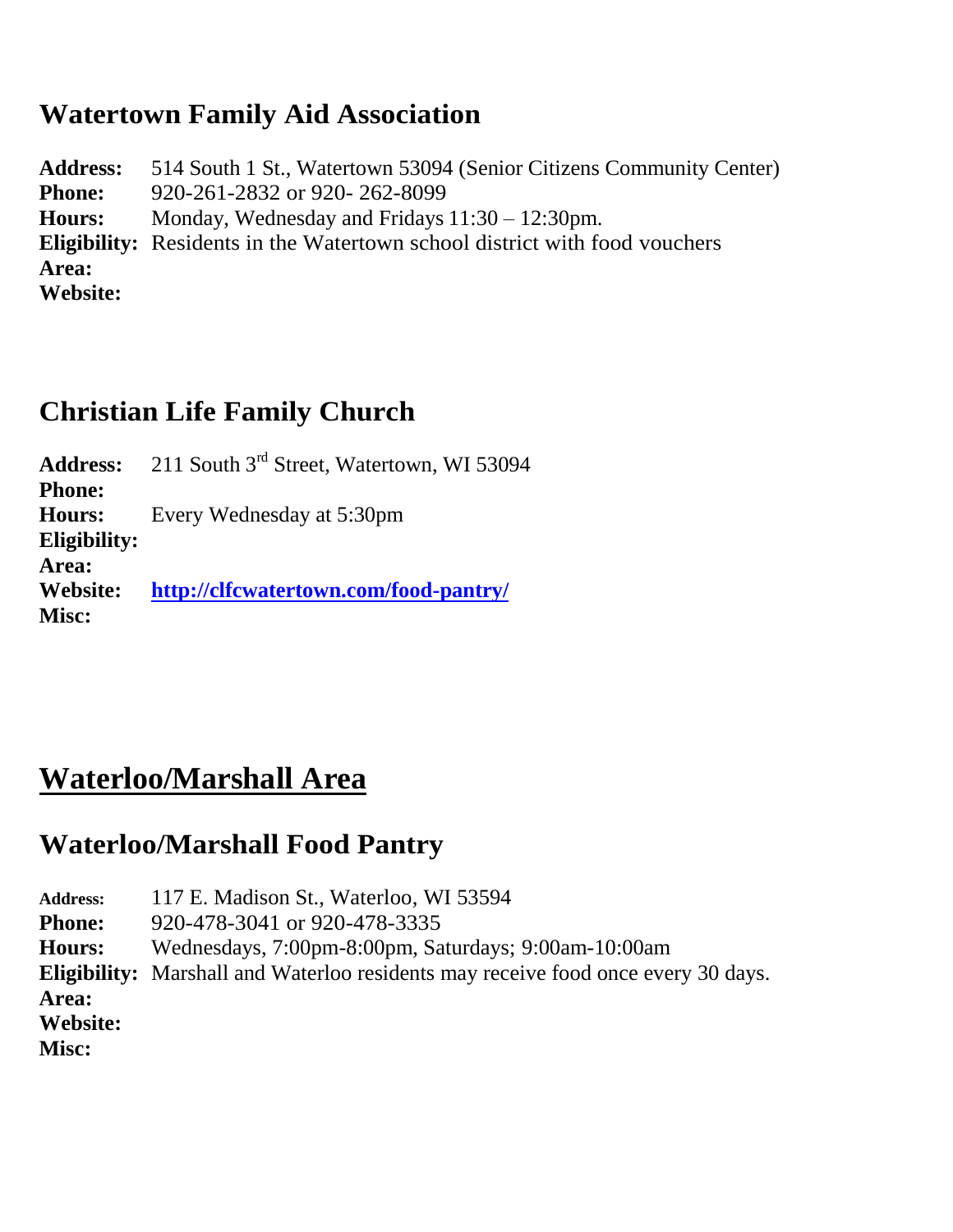## Watertown Family Aid Association

**Address:** 514 South 1 St., Watertown 53094 (Senior Citizens Community Center)
**Phone:** 920-261-2832 or 920- 262-8099
**Hours:** Monday, Wednesday and Fridays 11:30 – 12:30pm.
**Eligibility:** Residents in the Watertown school district with food vouchers
**Area:**
**Website:**

## Christian Life Family Church

**Address:** 211 South 3rd Street, Watertown, WI 53094
**Phone:**
**Hours:** Every Wednesday at 5:30pm
**Eligibility:**
**Area:**
**Website:** [http://clfcwatertown.com/food-pantry/](http://clfcwatertown.com/food-pantry/)
**Misc:**

# Waterloo/Marshall Area

## Waterloo/Marshall Food Pantry

**Address:** 117 E. Madison St., Waterloo, WI 53594
**Phone:** 920-478-3041 or 920-478-3335
**Hours:** Wednesdays, 7:00pm-8:00pm, Saturdays; 9:00am-10:00am
**Eligibility:** Marshall and Waterloo residents may receive food once every 30 days.
**Area:**
**Website:**
**Misc:**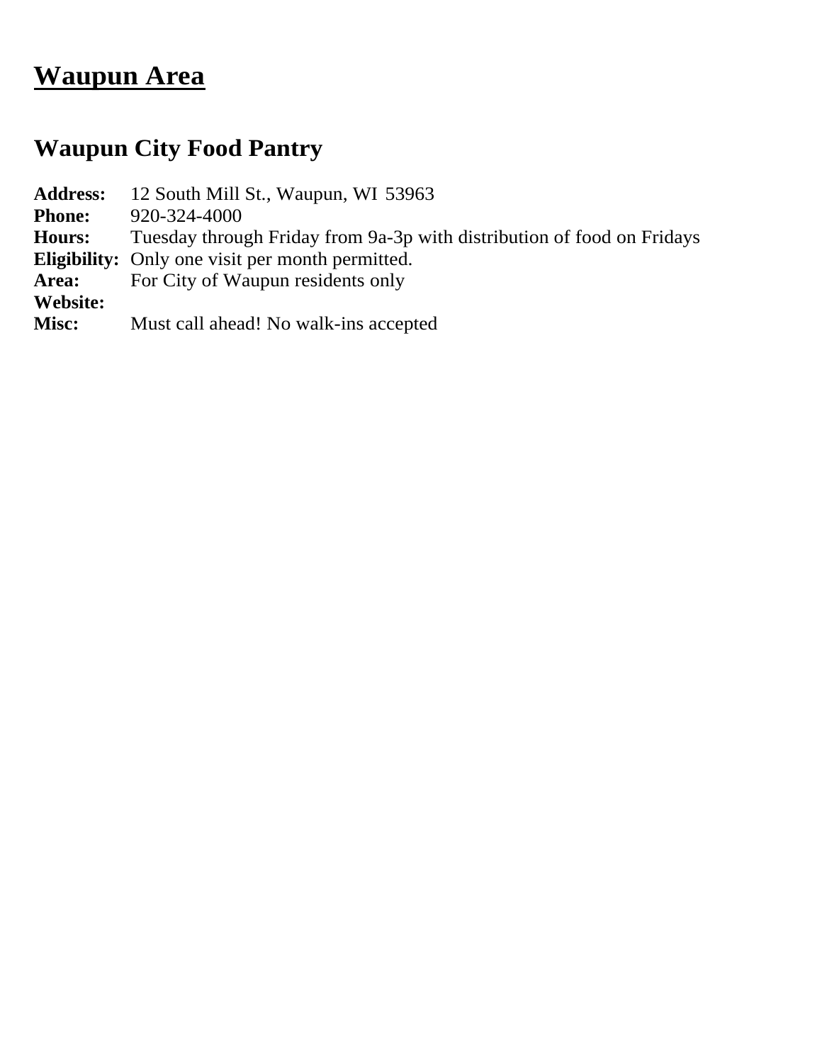# Waupun Area

## Waupun City Food Pantry

**Address:** 12 South Mill St., Waupun, WI 53963
**Phone:** 920-324-4000
**Hours:** Tuesday through Friday from 9a-3p with distribution of food on Fridays
**Eligibility:** Only one visit per month permitted.
**Area:** For City of Waupun residents only
**Website:**
**Misc:** Must call ahead! No walk-ins accepted